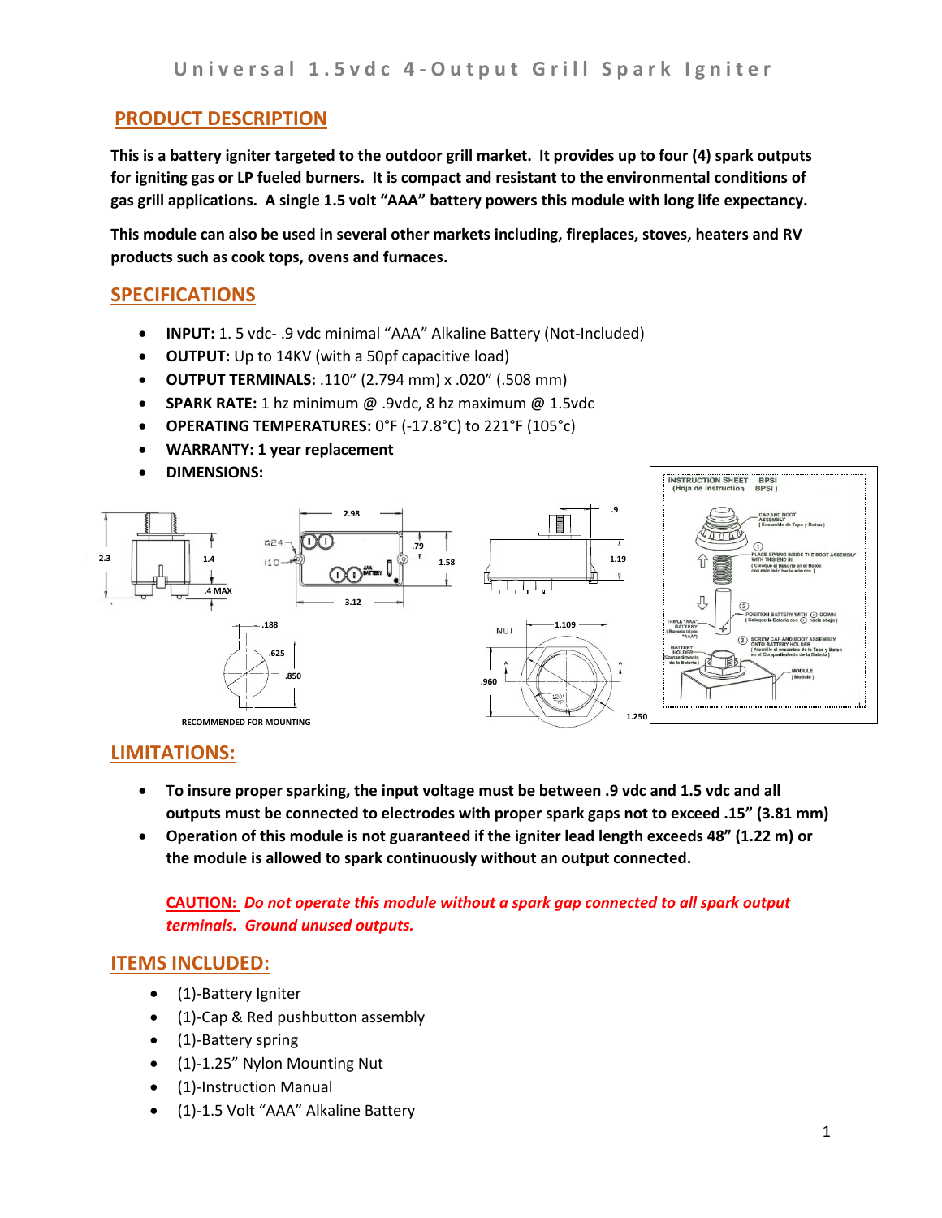# Universal 1.5vdc 4-Output Grill Spark Igniter

## PRODUCT DESCRIPTION

**This is a battery igniter targeted to the outdoor grill market. It provides up to four (4) spark outputs for igniting gas or LP fueled burners. It is compact and resistant to the environmental conditions of gas grill applications. A single 1.5 volt "AAA" battery powers this module with long life expectancy.**

**This module can also be used in several other markets including, fireplaces, stoves, heaters and RV products such as cook tops, ovens and furnaces.**

## SPECIFICATIONS

- **INPUT:** 1. 5 vdc- .9 vdc minimal "AAA" Alkaline Battery (Not-Included)
- **OUTPUT:** Up to 14KV (with a 50pf capacitive load)
- **OUTPUT TERMINALS:** .110" (2.794 mm) x .020" (.508 mm)
- **SPARK RATE:** 1 hz minimum @ .9vdc, 8 hz maximum @ 1.5vdc
- **OPERATING TEMPERATURES:** 0°F (-17.8°C) to 221°F (105°c)
- **WARRANTY: 1 year replacement**
- **DIMENSIONS:**

## LIMITATIONS:

- **To insure proper sparking, the input voltage must be between .9 vdc and 1.5 vdc and all outputs must be connected to electrodes with proper spark gaps not to exceed .15" (3.81 mm)**
- **Operation of this module is not guaranteed if the igniter lead length exceeds 48" (1.22 m) or the module is allowed to spark continuously without an output connected.**

***CAUTION:*** ***Do not operate this module without a spark gap connected to all spark output terminals. Ground unused outputs.***

## ITEMS INCLUDED:

- (1)-Battery Igniter
- (1)-Cap & Red pushbutton assembly
- (1)-Battery spring
- (1)-1.25" Nylon Mounting Nut
- (1)-Instruction Manual
- (1)-1.5 Volt "AAA" Alkaline Battery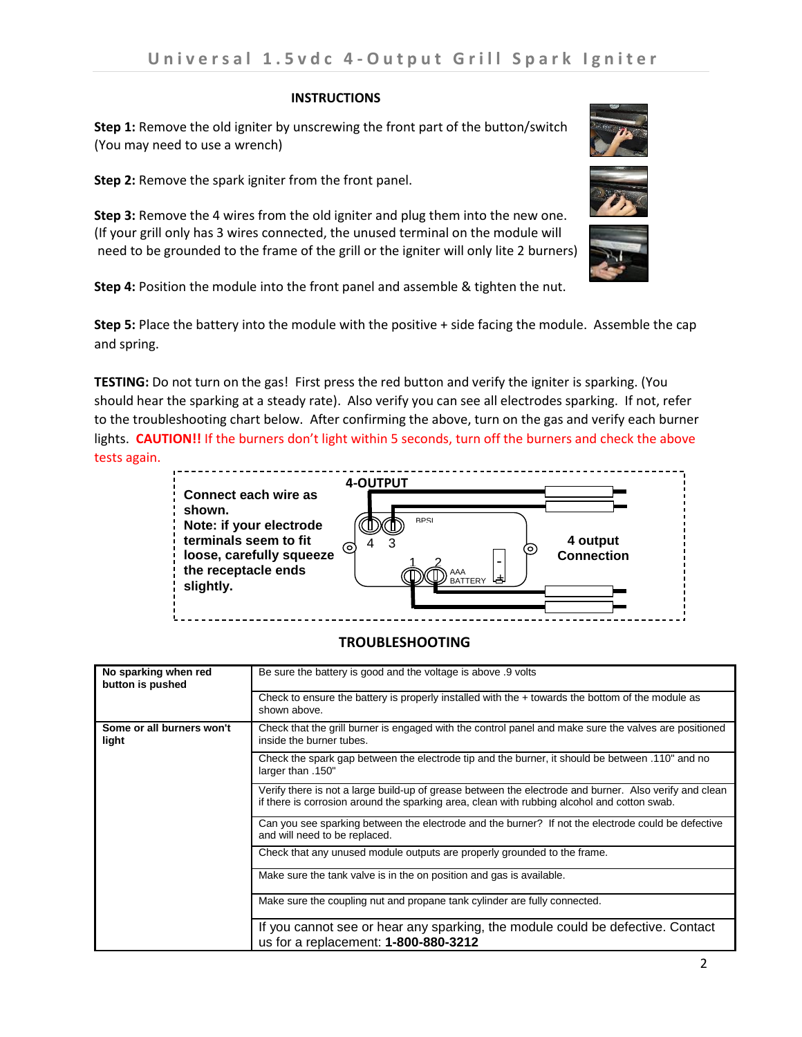# Universal 1.5vdc 4-Output Grill Spark Igniter

## INSTRUCTIONS

**Step 1:** Remove the old igniter by unscrewing the front part of the button/switch (You may need to use a wrench)

**Step 2:** Remove the spark igniter from the front panel.

**Step 3:** Remove the 4 wires from the old igniter and plug them into the new one. (If your grill only has 3 wires connected, the unused terminal on the module will need to be grounded to the frame of the grill or the igniter will only lite 2 burners)

**Step 4:** Position the module into the front panel and assemble & tighten the nut.

**Step 5:** Place the battery into the module with the positive + side facing the module. Assemble the cap and spring.

**TESTING:** Do not turn on the gas! First press the red button and verify the igniter is sparking. (You should hear the sparking at a steady rate). Also verify you can see all electrodes sparking. If not, refer to the troubleshooting chart below. After confirming the above, turn on the gas and verify each burner lights. **CAUTION!!** If the burners don't light within 5 seconds, turn off the burners and check the above tests again.

**Connect each wire as shown.**
**Note: if your electrode terminals seem to fit loose, carefully squeeze the receptacle ends slightly.**

4-OUTPUT

BPSI

4 3

1 2

AAA BATTERY

- +

**4 output Connection**

## TROUBLESHOOTING

| | |
|---|---|
| **No sparking when red button is pushed** | Be sure the battery is good and the voltage is above .9 volts |
| | Check to ensure the battery is properly installed with the + towards the bottom of the module as shown above. |
| **Some or all burners won't light** | Check that the grill burner is engaged with the control panel and make sure the valves are positioned inside the burner tubes. |
| | Check the spark gap between the electrode tip and the burner, it should be between .110" and no larger than .150" |
| | Verify there is not a large build-up of grease between the electrode and burner. Also verify and clean if there is corrosion around the sparking area, clean with rubbing alcohol and cotton swab. |
| | Can you see sparking between the electrode and the burner? If not the electrode could be defective and will need to be replaced. |
| | Check that any unused module outputs are properly grounded to the frame. |
| | Make sure the tank valve is in the on position and gas is available. |
| | Make sure the coupling nut and propane tank cylinder are fully connected. |
| | If you cannot see or hear any sparking, the module could be defective. Contact us for a replacement: **1-800-880-3212** |